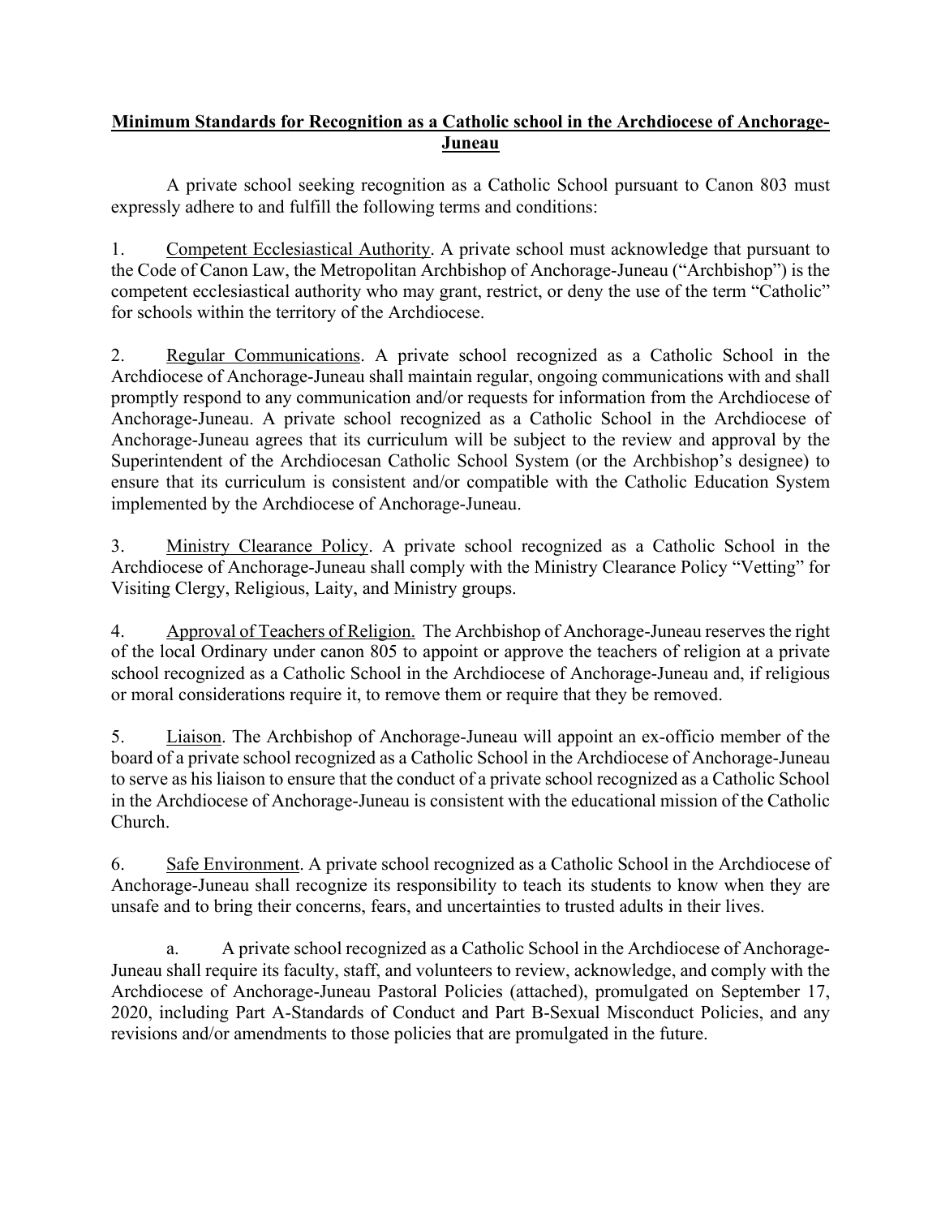**Minimum Standards for Recognition as a Catholic school in the Archdiocese of Anchorage-Juneau**

A private school seeking recognition as a Catholic School pursuant to Canon 803 must expressly adhere to and fulfill the following terms and conditions:

1. Competent Ecclesiastical Authority. A private school must acknowledge that pursuant to the Code of Canon Law, the Metropolitan Archbishop of Anchorage-Juneau ("Archbishop") is the competent ecclesiastical authority who may grant, restrict, or deny the use of the term "Catholic" for schools within the territory of the Archdiocese.

2. Regular Communications. A private school recognized as a Catholic School in the Archdiocese of Anchorage-Juneau shall maintain regular, ongoing communications with and shall promptly respond to any communication and/or requests for information from the Archdiocese of Anchorage-Juneau. A private school recognized as a Catholic School in the Archdiocese of Anchorage-Juneau agrees that its curriculum will be subject to the review and approval by the Superintendent of the Archdiocesan Catholic School System (or the Archbishop's designee) to ensure that its curriculum is consistent and/or compatible with the Catholic Education System implemented by the Archdiocese of Anchorage-Juneau.

3. Ministry Clearance Policy. A private school recognized as a Catholic School in the Archdiocese of Anchorage-Juneau shall comply with the Ministry Clearance Policy "Vetting" for Visiting Clergy, Religious, Laity, and Ministry groups.

4. Approval of Teachers of Religion. The Archbishop of Anchorage-Juneau reserves the right of the local Ordinary under canon 805 to appoint or approve the teachers of religion at a private school recognized as a Catholic School in the Archdiocese of Anchorage-Juneau and, if religious or moral considerations require it, to remove them or require that they be removed.

5. Liaison. The Archbishop of Anchorage-Juneau will appoint an ex-officio member of the board of a private school recognized as a Catholic School in the Archdiocese of Anchorage-Juneau to serve as his liaison to ensure that the conduct of a private school recognized as a Catholic School in the Archdiocese of Anchorage-Juneau is consistent with the educational mission of the Catholic Church.

6. Safe Environment. A private school recognized as a Catholic School in the Archdiocese of Anchorage-Juneau shall recognize its responsibility to teach its students to know when they are unsafe and to bring their concerns, fears, and uncertainties to trusted adults in their lives.

   a. A private school recognized as a Catholic School in the Archdiocese of Anchorage-Juneau shall require its faculty, staff, and volunteers to review, acknowledge, and comply with the Archdiocese of Anchorage-Juneau Pastoral Policies (attached), promulgated on September 17, 2020, including Part A-Standards of Conduct and Part B-Sexual Misconduct Policies, and any revisions and/or amendments to those policies that are promulgated in the future.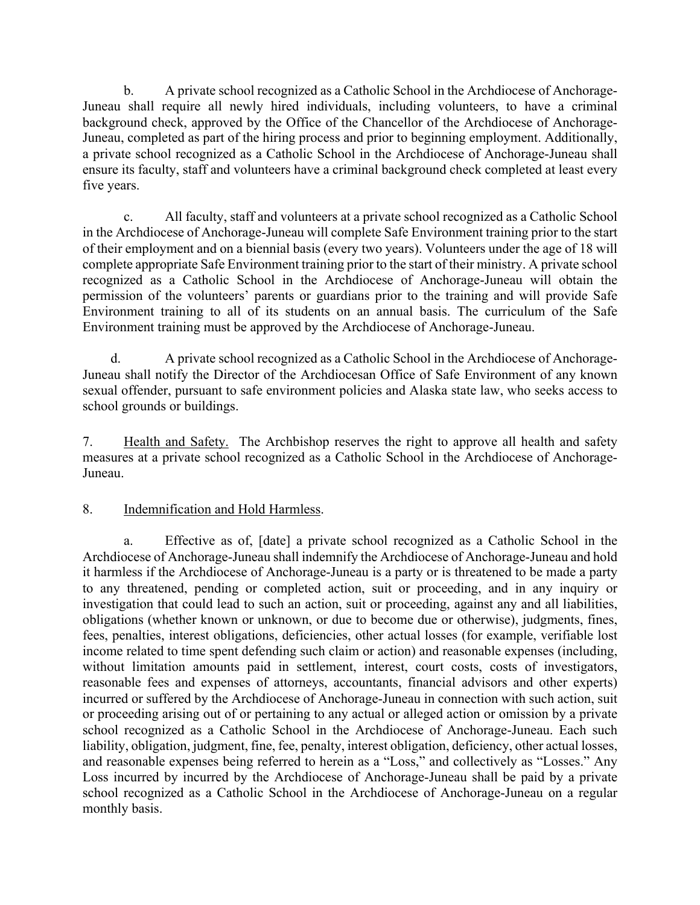b. A private school recognized as a Catholic School in the Archdiocese of Anchorage-Juneau shall require all newly hired individuals, including volunteers, to have a criminal background check, approved by the Office of the Chancellor of the Archdiocese of Anchorage-Juneau, completed as part of the hiring process and prior to beginning employment. Additionally, a private school recognized as a Catholic School in the Archdiocese of Anchorage-Juneau shall ensure its faculty, staff and volunteers have a criminal background check completed at least every five years.

c. All faculty, staff and volunteers at a private school recognized as a Catholic School in the Archdiocese of Anchorage-Juneau will complete Safe Environment training prior to the start of their employment and on a biennial basis (every two years). Volunteers under the age of 18 will complete appropriate Safe Environment training prior to the start of their ministry. A private school recognized as a Catholic School in the Archdiocese of Anchorage-Juneau will obtain the permission of the volunteers' parents or guardians prior to the training and will provide Safe Environment training to all of its students on an annual basis. The curriculum of the Safe Environment training must be approved by the Archdiocese of Anchorage-Juneau.

d. A private school recognized as a Catholic School in the Archdiocese of Anchorage-Juneau shall notify the Director of the Archdiocesan Office of Safe Environment of any known sexual offender, pursuant to safe environment policies and Alaska state law, who seeks access to school grounds or buildings.

7. Health and Safety. The Archbishop reserves the right to approve all health and safety measures at a private school recognized as a Catholic School in the Archdiocese of Anchorage-Juneau.

8. Indemnification and Hold Harmless.

a. Effective as of, [date] a private school recognized as a Catholic School in the Archdiocese of Anchorage-Juneau shall indemnify the Archdiocese of Anchorage-Juneau and hold it harmless if the Archdiocese of Anchorage-Juneau is a party or is threatened to be made a party to any threatened, pending or completed action, suit or proceeding, and in any inquiry or investigation that could lead to such an action, suit or proceeding, against any and all liabilities, obligations (whether known or unknown, or due to become due or otherwise), judgments, fines, fees, penalties, interest obligations, deficiencies, other actual losses (for example, verifiable lost income related to time spent defending such claim or action) and reasonable expenses (including, without limitation amounts paid in settlement, interest, court costs, costs of investigators, reasonable fees and expenses of attorneys, accountants, financial advisors and other experts) incurred or suffered by the Archdiocese of Anchorage-Juneau in connection with such action, suit or proceeding arising out of or pertaining to any actual or alleged action or omission by a private school recognized as a Catholic School in the Archdiocese of Anchorage-Juneau. Each such liability, obligation, judgment, fine, fee, penalty, interest obligation, deficiency, other actual losses, and reasonable expenses being referred to herein as a "Loss," and collectively as "Losses." Any Loss incurred by incurred by the Archdiocese of Anchorage-Juneau shall be paid by a private school recognized as a Catholic School in the Archdiocese of Anchorage-Juneau on a regular monthly basis.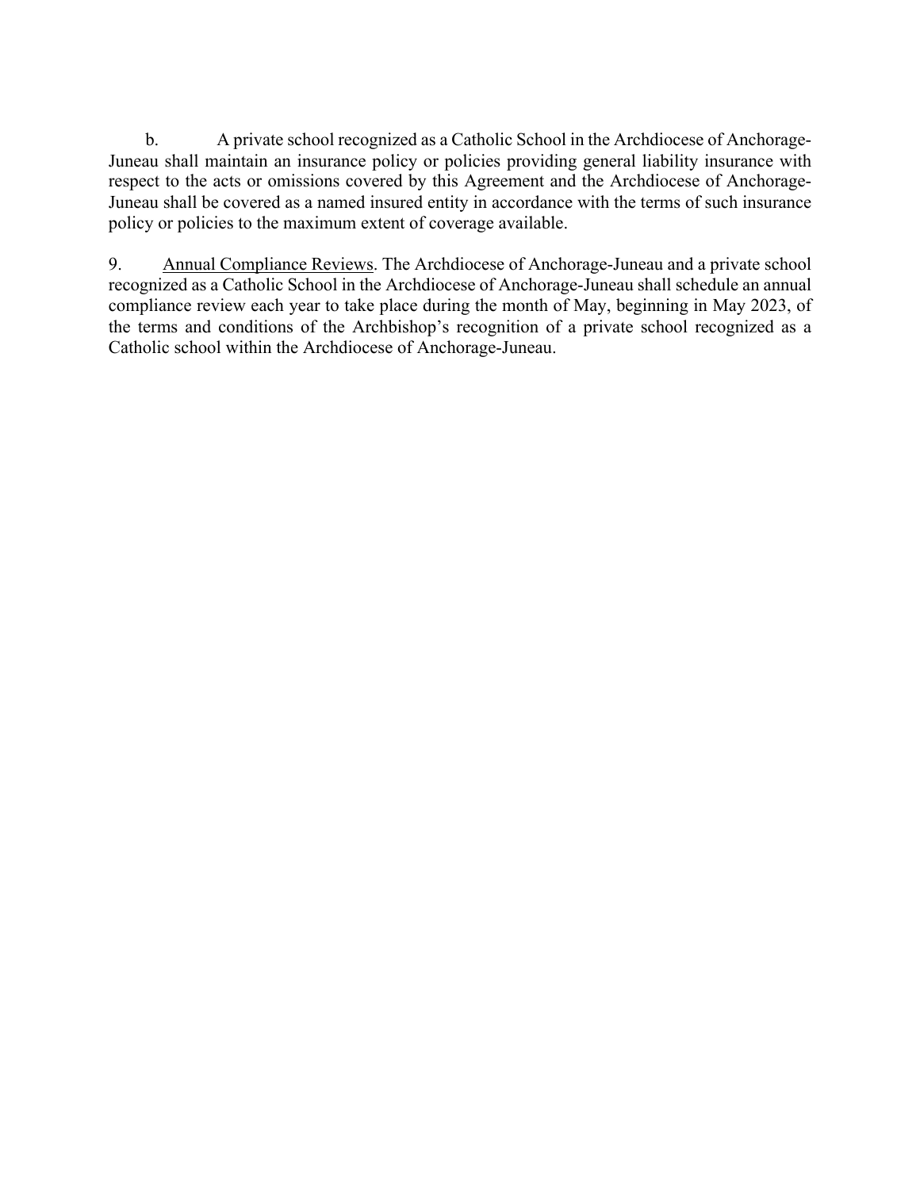b. A private school recognized as a Catholic School in the Archdiocese of Anchorage-Juneau shall maintain an insurance policy or policies providing general liability insurance with respect to the acts or omissions covered by this Agreement and the Archdiocese of Anchorage-Juneau shall be covered as a named insured entity in accordance with the terms of such insurance policy or policies to the maximum extent of coverage available.

9. Annual Compliance Reviews. The Archdiocese of Anchorage-Juneau and a private school recognized as a Catholic School in the Archdiocese of Anchorage-Juneau shall schedule an annual compliance review each year to take place during the month of May, beginning in May 2023, of the terms and conditions of the Archbishop's recognition of a private school recognized as a Catholic school within the Archdiocese of Anchorage-Juneau.